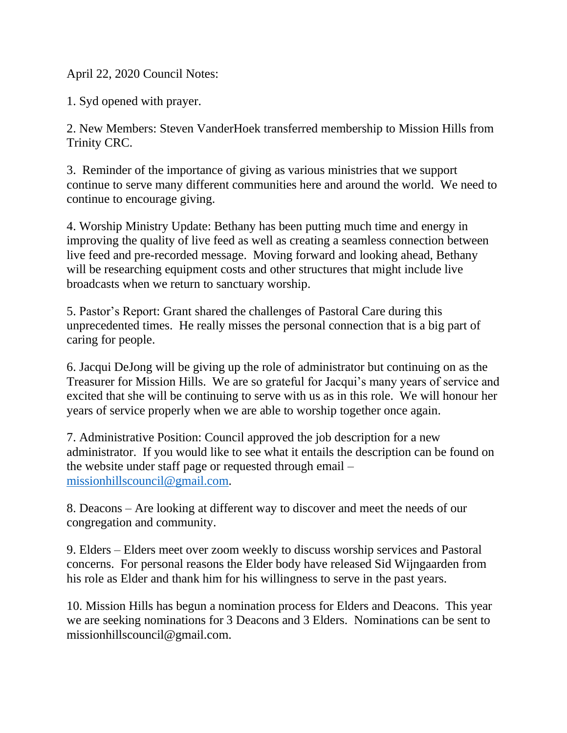April 22, 2020 Council Notes:

1. Syd opened with prayer.

2. New Members: Steven VanderHoek transferred membership to Mission Hills from Trinity CRC.

3. Reminder of the importance of giving as various ministries that we support continue to serve many different communities here and around the world. We need to continue to encourage giving.

4. Worship Ministry Update: Bethany has been putting much time and energy in improving the quality of live feed as well as creating a seamless connection between live feed and pre-recorded message. Moving forward and looking ahead, Bethany will be researching equipment costs and other structures that might include live broadcasts when we return to sanctuary worship.

5. Pastor's Report: Grant shared the challenges of Pastoral Care during this unprecedented times. He really misses the personal connection that is a big part of caring for people.

6. Jacqui DeJong will be giving up the role of administrator but continuing on as the Treasurer for Mission Hills. We are so grateful for Jacqui's many years of service and excited that she will be continuing to serve with us as in this role. We will honour her years of service properly when we are able to worship together once again.

7. Administrative Position: Council approved the job description for a new administrator. If you would like to see what it entails the description can be found on the website under staff page or requested through email – missionhillscouncil@gmail.com.

8. Deacons – Are looking at different way to discover and meet the needs of our congregation and community.

9. Elders – Elders meet over zoom weekly to discuss worship services and Pastoral concerns. For personal reasons the Elder body have released Sid Wijngaarden from his role as Elder and thank him for his willingness to serve in the past years.

10. Mission Hills has begun a nomination process for Elders and Deacons. This year we are seeking nominations for 3 Deacons and 3 Elders. Nominations can be sent to missionhillscouncil@gmail.com.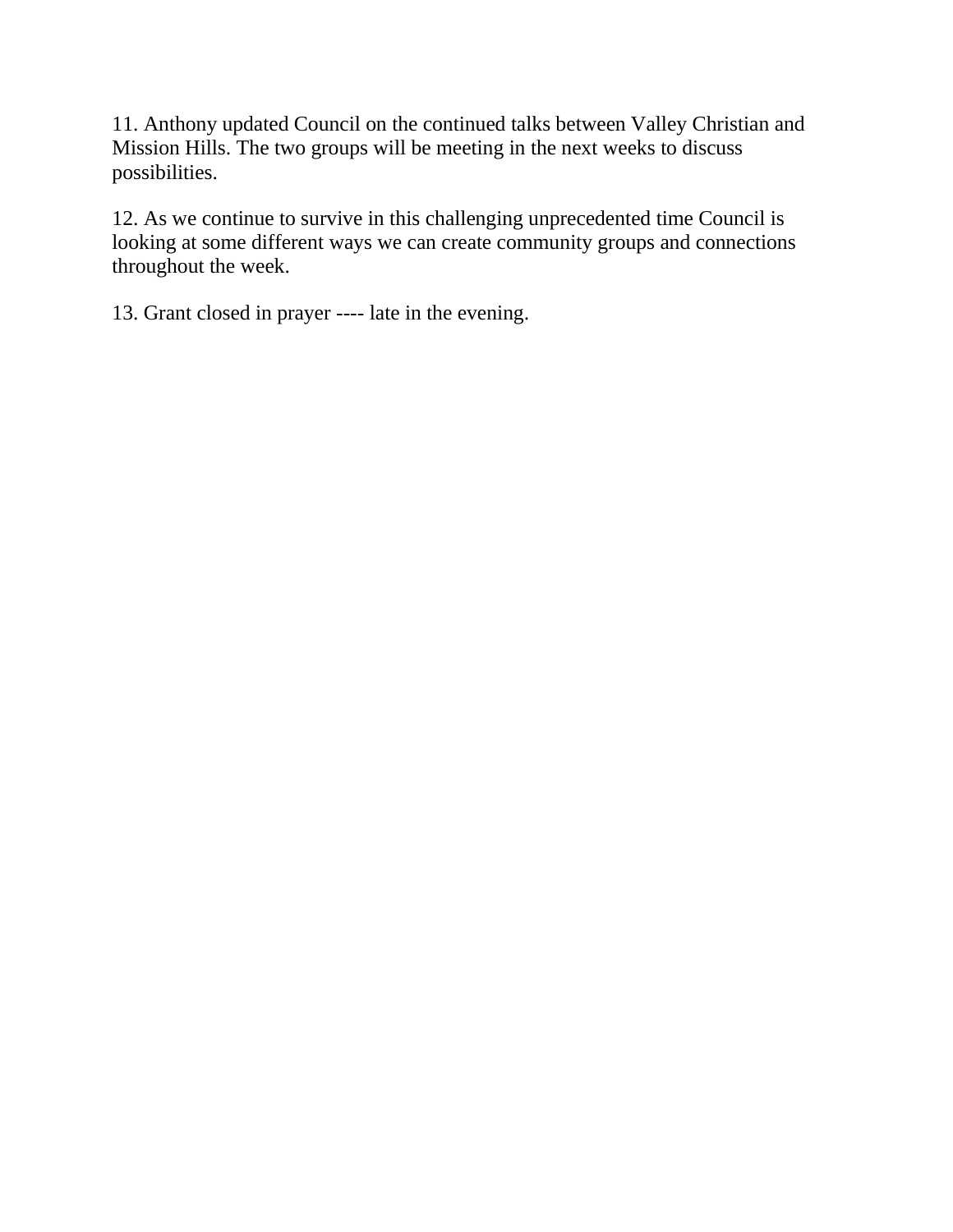11. Anthony updated Council on the continued talks between Valley Christian and Mission Hills. The two groups will be meeting in the next weeks to discuss possibilities.

12. As we continue to survive in this challenging unprecedented time Council is looking at some different ways we can create community groups and connections throughout the week.

13. Grant closed in prayer ---- late in the evening.